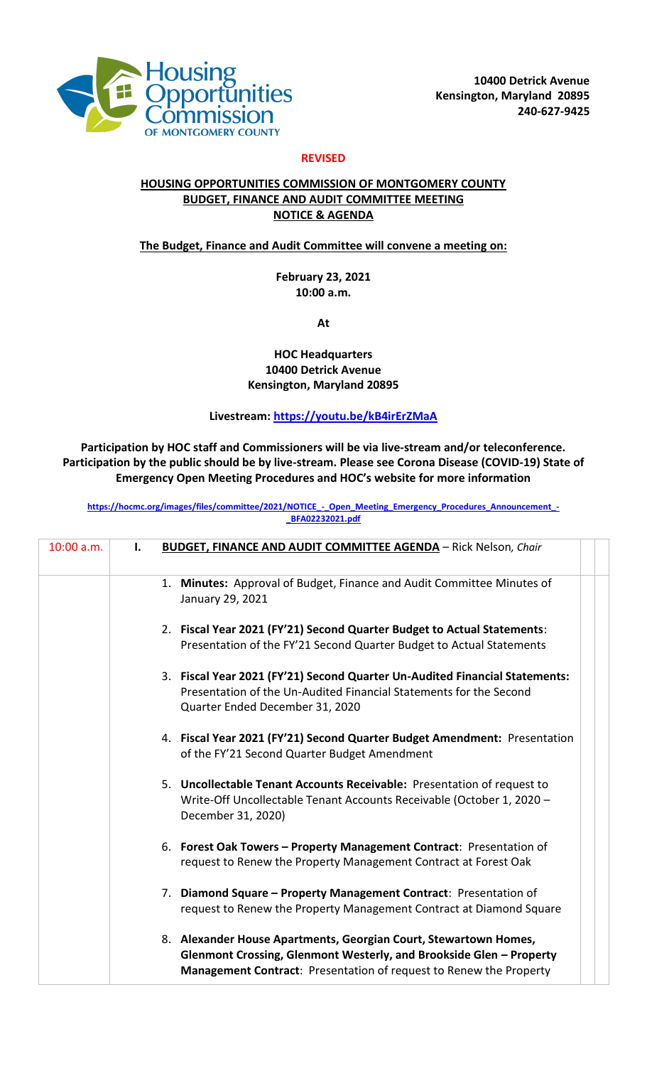Housing Opportunities Commission OF MONTGOMERY COUNTY

**10400 Detrick Avenue**
**Kensington, Maryland 20895**
**240-627-9425**

**REVISED**

**HOUSING OPPORTUNITIES COMMISSION OF MONTGOMERY COUNTY**
**BUDGET, FINANCE AND AUDIT COMMITTEE MEETING**
**NOTICE & AGENDA**

**The Budget, Finance and Audit Committee will convene a meeting on:**

**February 23, 2021**
**10:00 a.m.**

**At**

**HOC Headquarters**
**10400 Detrick Avenue**
**Kensington, Maryland 20895**

**Livestream: https://youtu.be/kB4irErZMaA**

**Participation by HOC staff and Commissioners will be via live-stream and/or teleconference. Participation by the public should be by live-stream. Please see Corona Disease (COVID-19) State of Emergency Open Meeting Procedures and HOC's website for more information**

https://hocmc.org/images/files/committee/2021/NOTICE_-_Open_Meeting_Emergency_Procedures_Announcement_-_BFA02232021.pdf

| | | |
|---|---|---|
| 10:00 a.m. | **I. BUDGET, FINANCE AND AUDIT COMMITTEE AGENDA** – Rick Nelson, *Chair* | |
| | 1. **Minutes:** Approval of Budget, Finance and Audit Committee Minutes of January 29, 2021<br><br>2. **Fiscal Year 2021 (FY'21) Second Quarter Budget to Actual Statements**: Presentation of the FY'21 Second Quarter Budget to Actual Statements<br><br>3. **Fiscal Year 2021 (FY'21) Second Quarter Un-Audited Financial Statements:** Presentation of the Un-Audited Financial Statements for the Second Quarter Ended December 31, 2020<br><br>4. **Fiscal Year 2021 (FY'21) Second Quarter Budget Amendment:** Presentation of the FY'21 Second Quarter Budget Amendment<br><br>5. **Uncollectable Tenant Accounts Receivable:** Presentation of request to Write-Off Uncollectable Tenant Accounts Receivable (October 1, 2020 – December 31, 2020)<br><br>6. **Forest Oak Towers – Property Management Contract**: Presentation of request to Renew the Property Management Contract at Forest Oak<br><br>7. **Diamond Square – Property Management Contract**: Presentation of request to Renew the Property Management Contract at Diamond Square<br><br>8. **Alexander House Apartments, Georgian Court, Stewartown Homes, Glenmont Crossing, Glenmont Westerly, and Brookside Glen – Property Management Contract**: Presentation of request to Renew the Property | |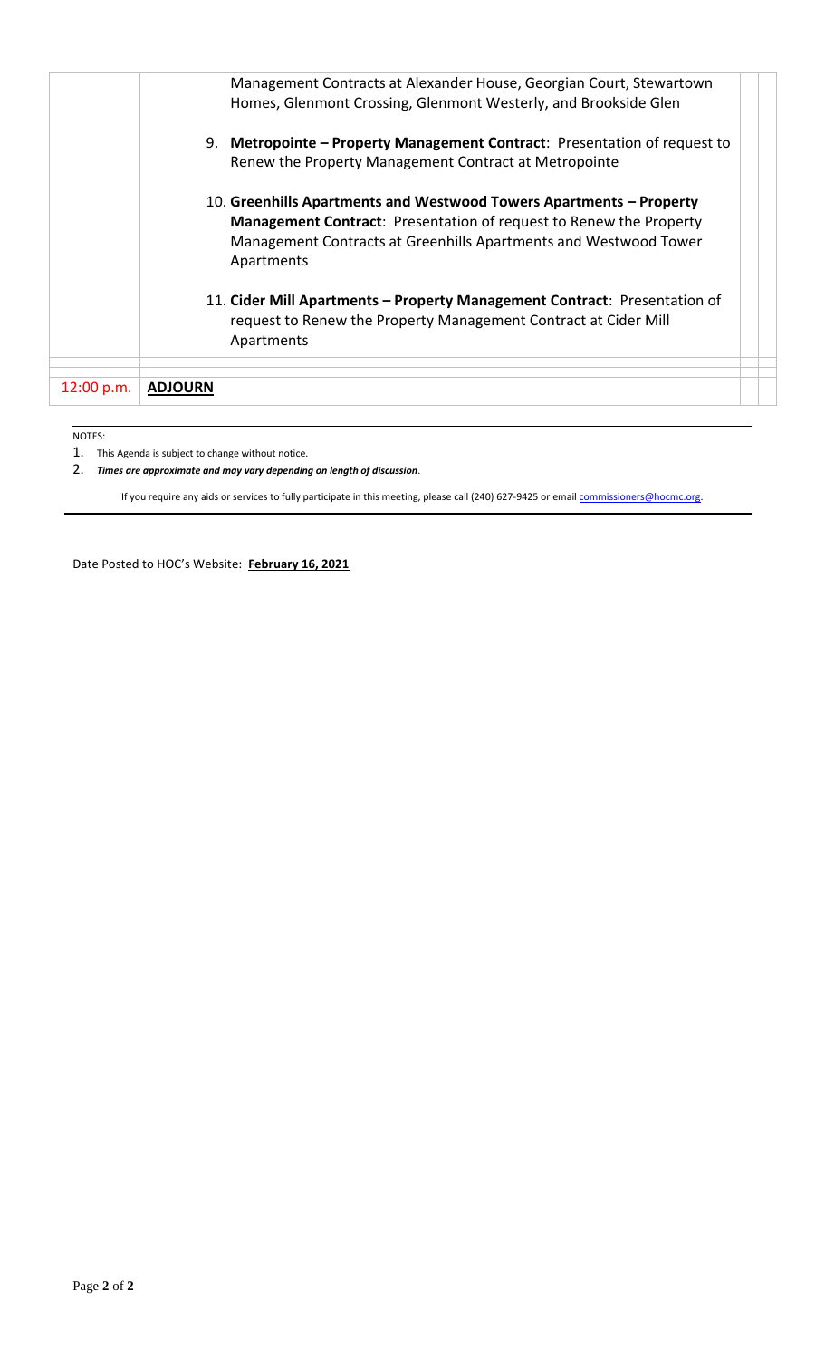| | |
|---|---|
| | Management Contracts at Alexander House, Georgian Court, Stewartown Homes, Glenmont Crossing, Glenmont Westerly, and Brookside Glen |
| | 9. **Metropointe – Property Management Contract**: Presentation of request to Renew the Property Management Contract at Metropointe |
| | 10. **Greenhills Apartments and Westwood Towers Apartments – Property Management Contract**: Presentation of request to Renew the Property Management Contracts at Greenhills Apartments and Westwood Tower Apartments |
| | 11. **Cider Mill Apartments – Property Management Contract**: Presentation of request to Renew the Property Management Contract at Cider Mill Apartments |
| | |
| 12:00 p.m. | **ADJOURN** |

NOTES:

1. This Agenda is subject to change without notice.
2. ***Times are approximate and may vary depending on length of discussion***.

If you require any aids or services to fully participate in this meeting, please call (240) 627-9425 or email commissioners@hocmc.org.

Date Posted to HOC's Website: **February 16, 2021**